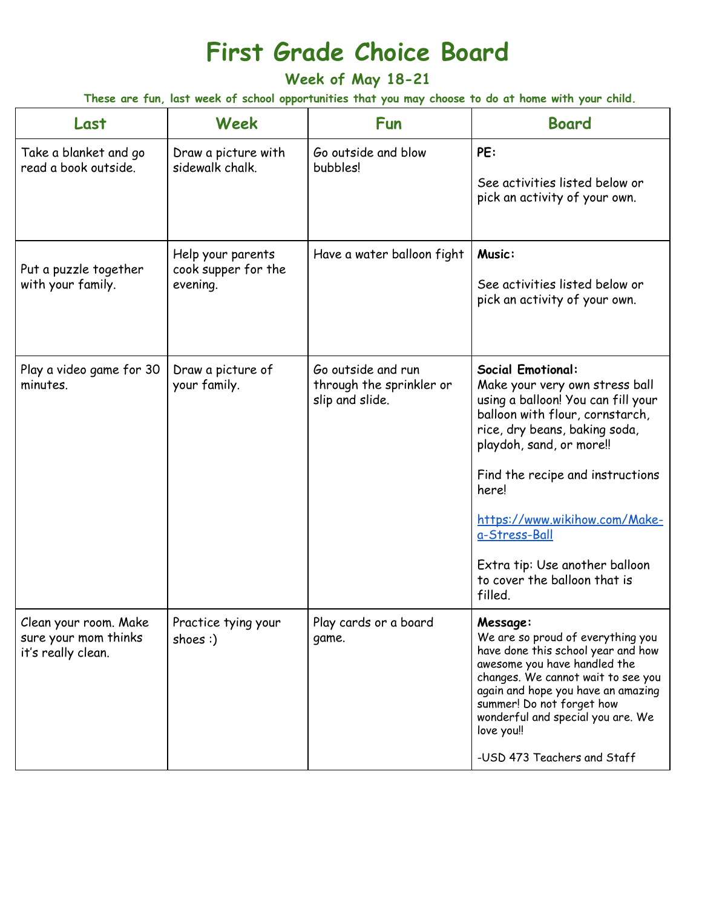# First Grade Choice Board

### Week of May 18-21

**These are fun, last week of school opportunities that you may choose to do at home with your child.**

| Last | Week | Fun | Board |
|---|---|---|---|
| Take a blanket and go read a book outside. | Draw a picture with sidewalk chalk. | Go outside and blow bubbles! | **PE:** See activities listed below or pick an activity of your own. |
| Put a puzzle together with your family. | Help your parents cook supper for the evening. | Have a water balloon fight | **Music:** See activities listed below or pick an activity of your own. |
| Play a video game for 30 minutes. | Draw a picture of your family. | Go outside and run through the sprinkler or slip and slide. | **Social Emotional:** Make your very own stress ball using a balloon! You can fill your balloon with flour, cornstarch, rice, dry beans, baking soda, playdoh, sand, or more!! Find the recipe and instructions here! https://www.wikihow.com/Make-a-Stress-Ball Extra tip: Use another balloon to cover the balloon that is filled. |
| Clean your room. Make sure your mom thinks it's really clean. | Practice tying your shoes :) | Play cards or a board game. | **Message:** We are so proud of everything you have done this school year and how awesome you have handled the changes. We cannot wait to see you again and hope you have an amazing summer! Do not forget how wonderful and special you are. We love you!! -USD 473 Teachers and Staff |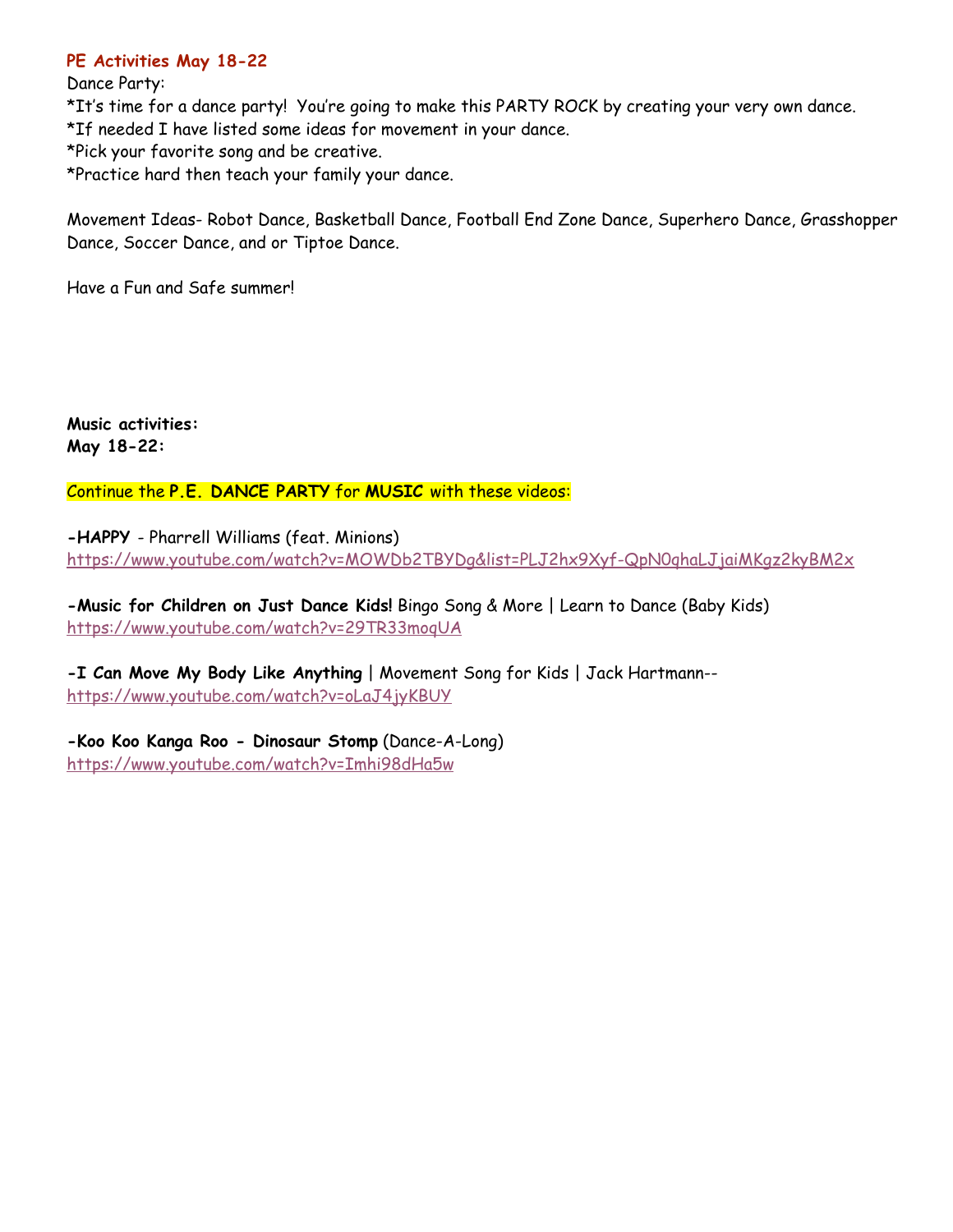**PE Activities May 18-22**

Dance Party:

*It's time for a dance party! You're going to make this PARTY ROCK by creating your very own dance.
*If needed I have listed some ideas for movement in your dance.
*Pick your favorite song and be creative.
*Practice hard then teach your family your dance.

Movement Ideas- Robot Dance, Basketball Dance, Football End Zone Dance, Superhero Dance, Grasshopper Dance, Soccer Dance, and or Tiptoe Dance.

Have a Fun and Safe summer!

**Music activities:**
**May 18-22:**

Continue the **P.E. DANCE PARTY** for **MUSIC** with these videos:

**-HAPPY** - Pharrell Williams (feat. Minions)
https://www.youtube.com/watch?v=MOWDb2TBYDg&list=PLJ2hx9Xyf-QpN0qhaLJjaiMKgz2kyBM2x

**-Music for Children on Just Dance Kids!** Bingo Song & More | Learn to Dance (Baby Kids)
https://www.youtube.com/watch?v=29TR33moqUA

**-I Can Move My Body Like Anything** | Movement Song for Kids | Jack Hartmann--
https://www.youtube.com/watch?v=oLaJ4jyKBUY

**-Koo Koo Kanga Roo - Dinosaur Stomp** (Dance-A-Long)
https://www.youtube.com/watch?v=Imhi98dHa5w